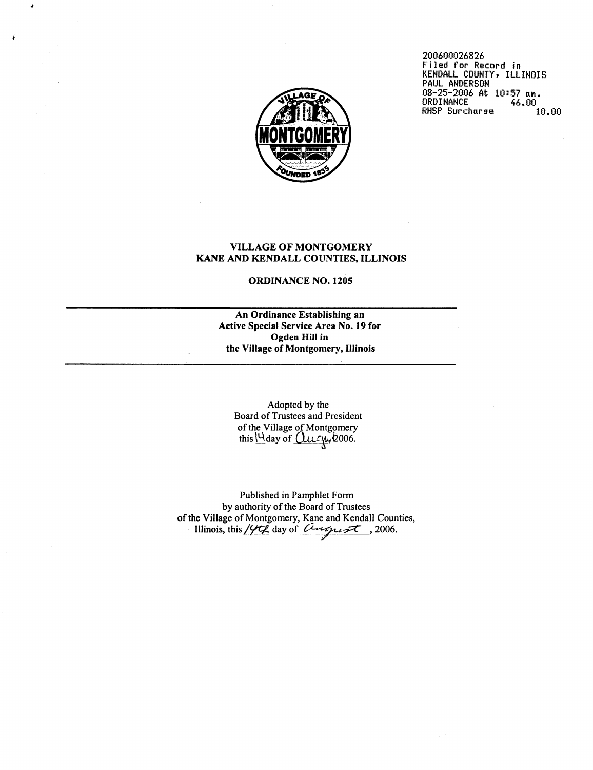200600026826
Filed for Record in
KENDALL COUNTY, ILLINOIS
PAUL ANDERSON
08-25-2006 At 10:57 am.
ORDINANCE 46.00
RHSP Surcharge 10.00

**VILLAGE OF MONTGOMERY**
**KANE AND KENDALL COUNTIES, ILLINOIS**

**ORDINANCE NO. 1205**

---

**An Ordinance Establishing an Active Special Service Area No. 19 for Ogden Hill in the Village of Montgomery, Illinois**

---

Adopted by the
Board of Trustees and President
of the Village of Montgomery
this 14 day of August 2006.

Published in Pamphlet Form
by authority of the Board of Trustees
of the Village of Montgomery, Kane and Kendall Counties,
Illinois, this 14th day of August, 2006.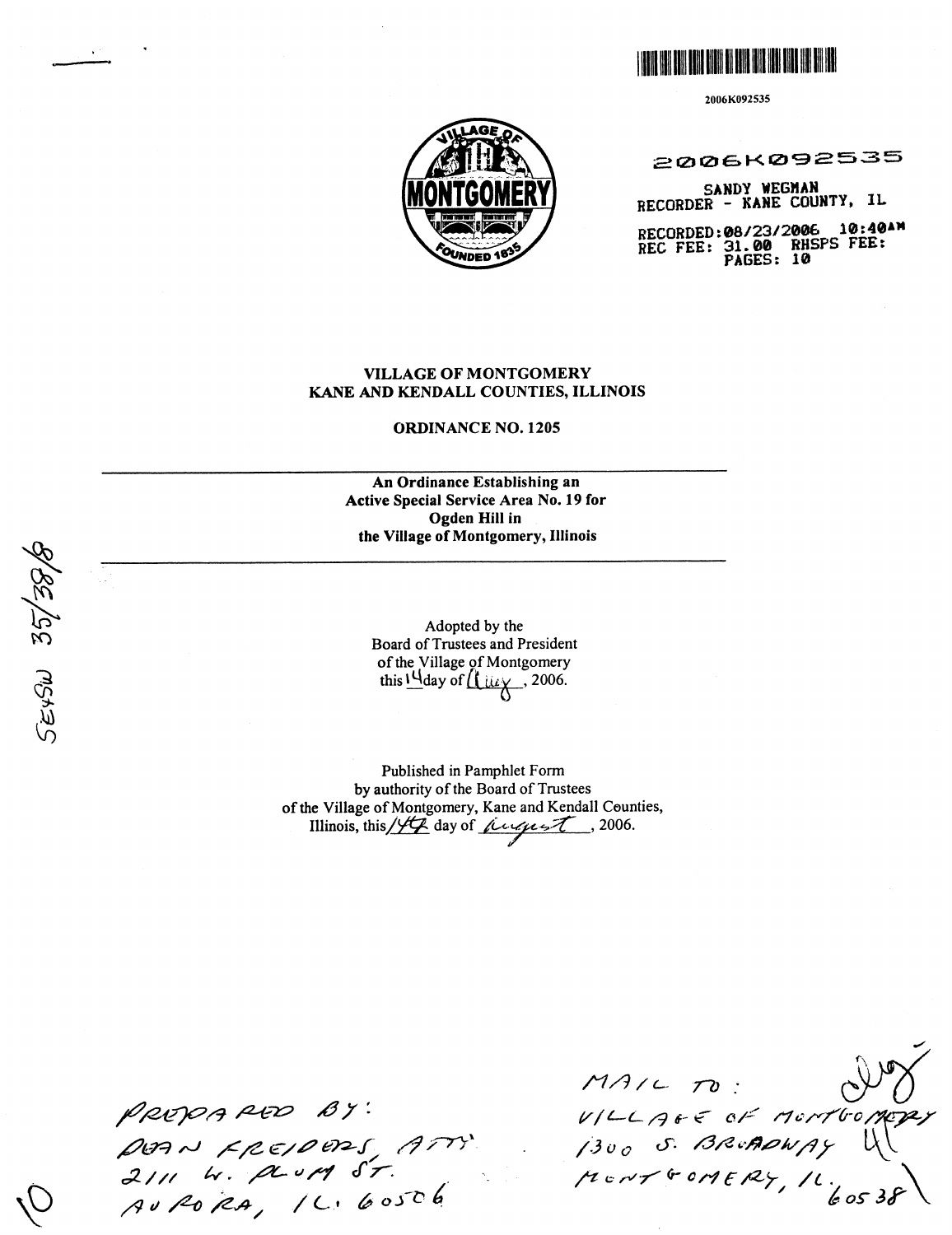2006K092535

2006K092535

SANDY WEGMAN
RECORDER - KANE COUNTY, IL

RECORDED: 08/23/2006 10:40AM
REC FEE: 31.00 RHSPS FEE:
PAGES: 10

SE4SW 35/38/8

**VILLAGE OF MONTGOMERY**
**KANE AND KENDALL COUNTIES, ILLINOIS**

**ORDINANCE NO. 1205**

---

**An Ordinance Establishing an Active Special Service Area No. 19 for Ogden Hill in the Village of Montgomery, Illinois**

---

Adopted by the
Board of Trustees and President
of the Village of Montgomery
this 14 day of July, 2006.

Published in Pamphlet Form
by authority of the Board of Trustees
of the Village of Montgomery, Kane and Kendall Counties,
Illinois, this 14 day of August, 2006.

PREPARED BY:
DEAN KREIDERS, ATTY
2111 W. PLUM ST.
AURORA, IL 60506

MAIL TO:
VILLAGE OF MONTGOMERY
1300 S. BROADWAY
MONTGOMERY, IL 60538

10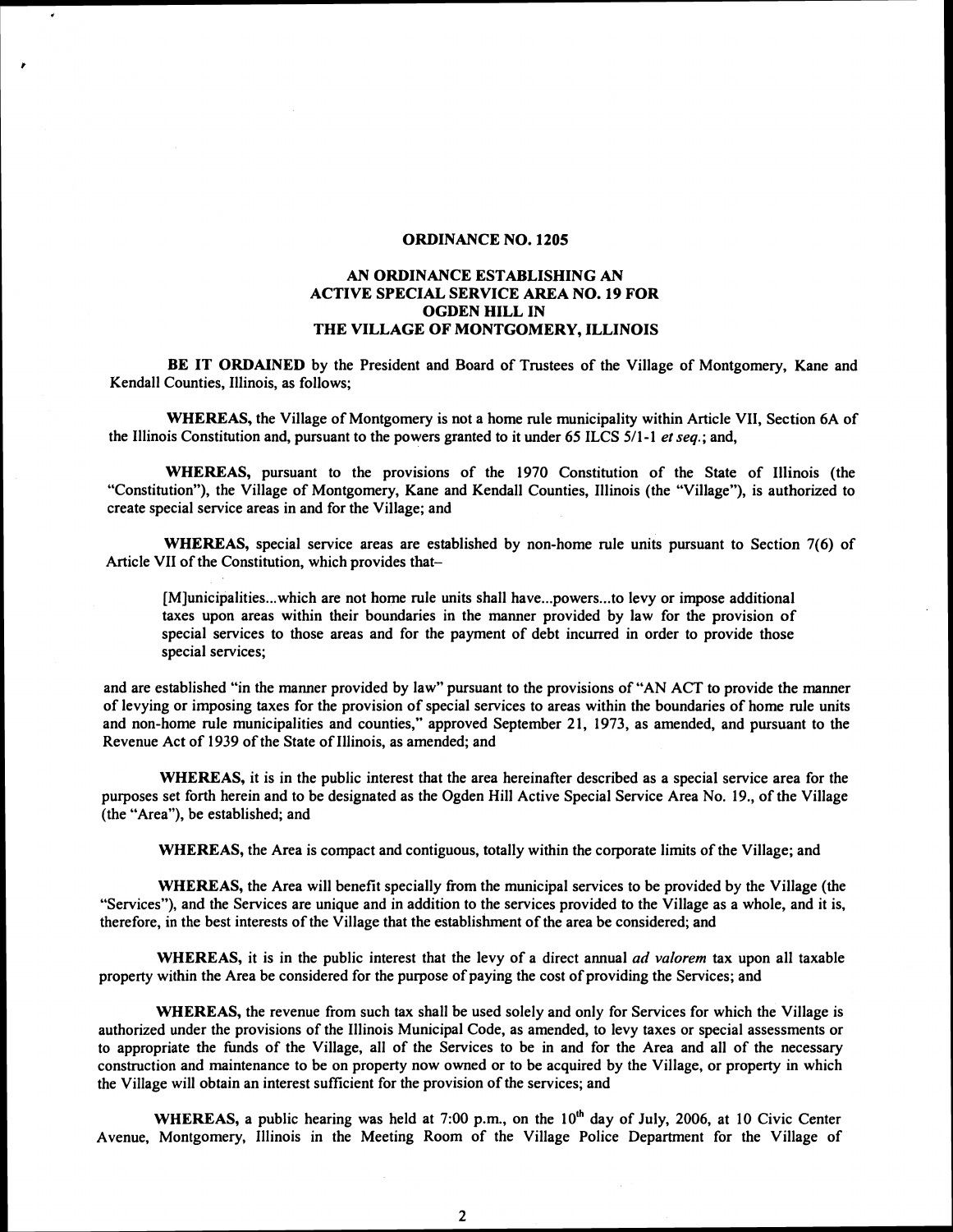**ORDINANCE NO. 1205**

**AN ORDINANCE ESTABLISHING AN ACTIVE SPECIAL SERVICE AREA NO. 19 FOR OGDEN HILL IN THE VILLAGE OF MONTGOMERY, ILLINOIS**

**BE IT ORDAINED** by the President and Board of Trustees of the Village of Montgomery, Kane and Kendall Counties, Illinois, as follows;

**WHEREAS,** the Village of Montgomery is not a home rule municipality within Article VII, Section 6A of the Illinois Constitution and, pursuant to the powers granted to it under 65 ILCS 5/1-1 *et seq.*; and,

**WHEREAS,** pursuant to the provisions of the 1970 Constitution of the State of Illinois (the "Constitution"), the Village of Montgomery, Kane and Kendall Counties, Illinois (the "Village"), is authorized to create special service areas in and for the Village; and

**WHEREAS,** special service areas are established by non-home rule units pursuant to Section 7(6) of Article VII of the Constitution, which provides that–

> [M]unicipalities...which are not home rule units shall have...powers...to levy or impose additional taxes upon areas within their boundaries in the manner provided by law for the provision of special services to those areas and for the payment of debt incurred in order to provide those special services;

and are established "in the manner provided by law" pursuant to the provisions of "AN ACT to provide the manner of levying or imposing taxes for the provision of special services to areas within the boundaries of home rule units and non-home rule municipalities and counties," approved September 21, 1973, as amended, and pursuant to the Revenue Act of 1939 of the State of Illinois, as amended; and

**WHEREAS,** it is in the public interest that the area hereinafter described as a special service area for the purposes set forth herein and to be designated as the Ogden Hill Active Special Service Area No. 19., of the Village (the "Area"), be established; and

**WHEREAS,** the Area is compact and contiguous, totally within the corporate limits of the Village; and

**WHEREAS,** the Area will benefit specially from the municipal services to be provided by the Village (the "Services"), and the Services are unique and in addition to the services provided to the Village as a whole, and it is, therefore, in the best interests of the Village that the establishment of the area be considered; and

**WHEREAS,** it is in the public interest that the levy of a direct annual *ad valorem* tax upon all taxable property within the Area be considered for the purpose of paying the cost of providing the Services; and

**WHEREAS,** the revenue from such tax shall be used solely and only for Services for which the Village is authorized under the provisions of the Illinois Municipal Code, as amended, to levy taxes or special assessments or to appropriate the funds of the Village, all of the Services to be in and for the Area and all of the necessary construction and maintenance to be on property now owned or to be acquired by the Village, or property in which the Village will obtain an interest sufficient for the provision of the services; and

**WHEREAS,** a public hearing was held at 7:00 p.m., on the 10th day of July, 2006, at 10 Civic Center Avenue, Montgomery, Illinois in the Meeting Room of the Village Police Department for the Village of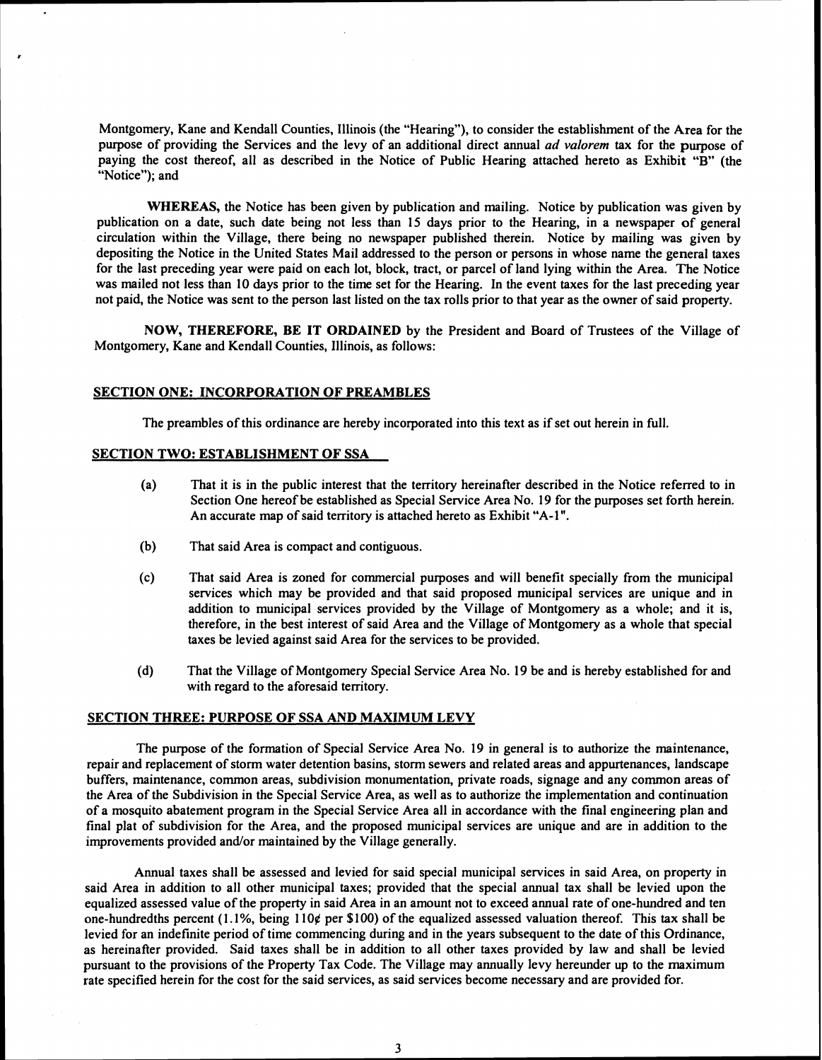Montgomery, Kane and Kendall Counties, Illinois (the "Hearing"), to consider the establishment of the Area for the purpose of providing the Services and the levy of an additional direct annual *ad valorem* tax for the purpose of paying the cost thereof, all as described in the Notice of Public Hearing attached hereto as Exhibit "B" (the "Notice"); and

**WHEREAS,** the Notice has been given by publication and mailing. Notice by publication was given by publication on a date, such date being not less than 15 days prior to the Hearing, in a newspaper of general circulation within the Village, there being no newspaper published therein. Notice by mailing was given by depositing the Notice in the United States Mail addressed to the person or persons in whose name the general taxes for the last preceding year were paid on each lot, block, tract, or parcel of land lying within the Area. The Notice was mailed not less than 10 days prior to the time set for the Hearing. In the event taxes for the last preceding year not paid, the Notice was sent to the person last listed on the tax rolls prior to that year as the owner of said property.

**NOW, THEREFORE, BE IT ORDAINED** by the President and Board of Trustees of the Village of Montgomery, Kane and Kendall Counties, Illinois, as follows:

## SECTION ONE: INCORPORATION OF PREAMBLES

The preambles of this ordinance are hereby incorporated into this text as if set out herein in full.

## SECTION TWO: ESTABLISHMENT OF SSA

(a) That it is in the public interest that the territory hereinafter described in the Notice referred to in Section One hereof be established as Special Service Area No. 19 for the purposes set forth herein. An accurate map of said territory is attached hereto as Exhibit "A-1".

(b) That said Area is compact and contiguous.

(c) That said Area is zoned for commercial purposes and will benefit specially from the municipal services which may be provided and that said proposed municipal services are unique and in addition to municipal services provided by the Village of Montgomery as a whole; and it is, therefore, in the best interest of said Area and the Village of Montgomery as a whole that special taxes be levied against said Area for the services to be provided.

(d) That the Village of Montgomery Special Service Area No. 19 be and is hereby established for and with regard to the aforesaid territory.

## SECTION THREE: PURPOSE OF SSA AND MAXIMUM LEVY

The purpose of the formation of Special Service Area No. 19 in general is to authorize the maintenance, repair and replacement of storm water detention basins, storm sewers and related areas and appurtenances, landscape buffers, maintenance, common areas, subdivision monumentation, private roads, signage and any common areas of the Area of the Subdivision in the Special Service Area, as well as to authorize the implementation and continuation of a mosquito abatement program in the Special Service Area all in accordance with the final engineering plan and final plat of subdivision for the Area, and the proposed municipal services are unique and are in addition to the improvements provided and/or maintained by the Village generally.

Annual taxes shall be assessed and levied for said special municipal services in said Area, on property in said Area in addition to all other municipal taxes; provided that the special annual tax shall be levied upon the equalized assessed value of the property in said Area in an amount not to exceed annual rate of one-hundred and ten one-hundredths percent (1.1%, being 110¢ per $100) of the equalized assessed valuation thereof. This tax shall be levied for an indefinite period of time commencing during and in the years subsequent to the date of this Ordinance, as hereinafter provided. Said taxes shall be in addition to all other taxes provided by law and shall be levied pursuant to the provisions of the Property Tax Code. The Village may annually levy hereunder up to the maximum rate specified herein for the cost for the said services, as said services become necessary and are provided for.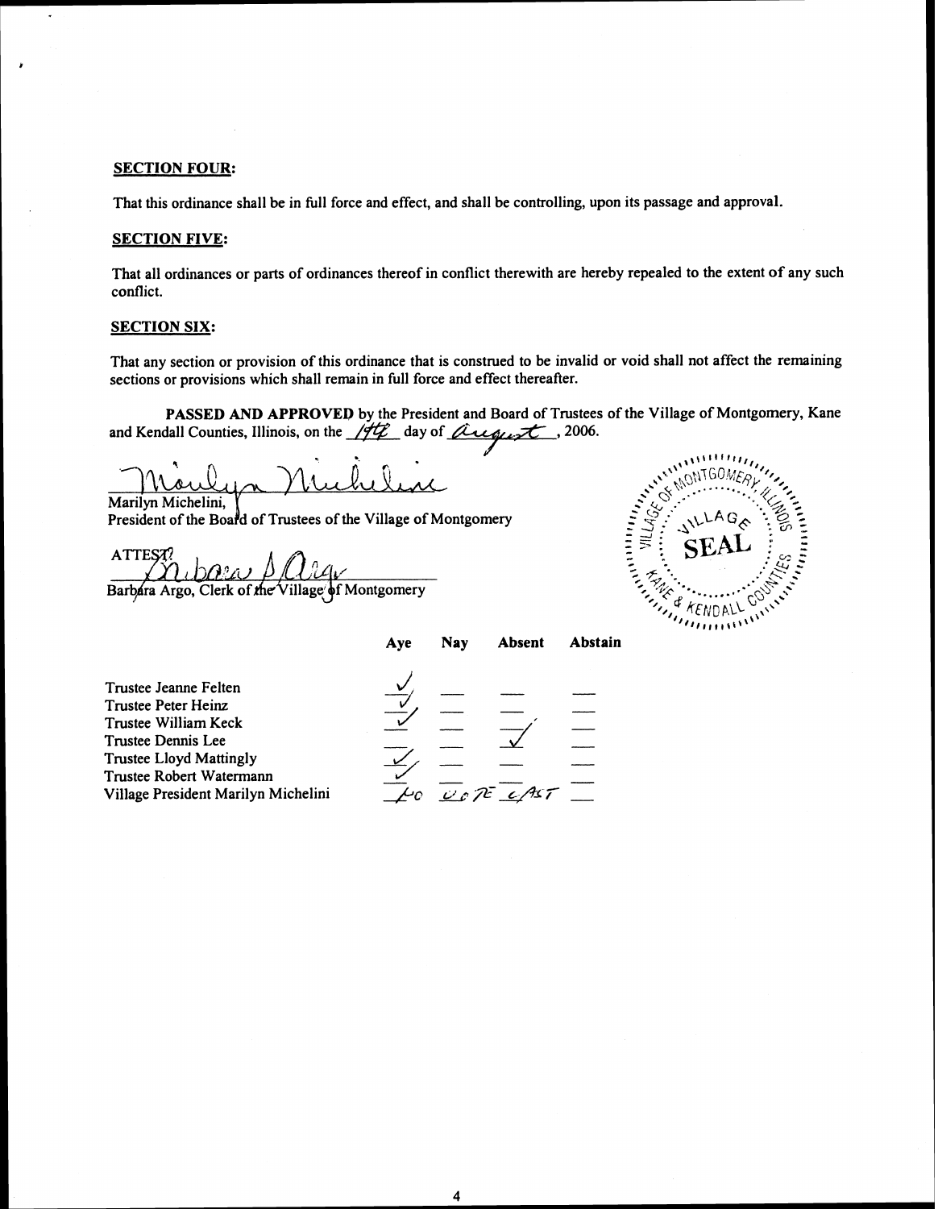**SECTION FOUR:**

That this ordinance shall be in full force and effect, and shall be controlling, upon its passage and approval.

**SECTION FIVE:**

That all ordinances or parts of ordinances thereof in conflict therewith are hereby repealed to the extent of any such conflict.

**SECTION SIX:**

That any section or provision of this ordinance that is construed to be invalid or void shall not affect the remaining sections or provisions which shall remain in full force and effect thereafter.

**PASSED AND APPROVED** by the President and Board of Trustees of the Village of Montgomery, Kane and Kendall Counties, Illinois, on the 14th day of August, 2006.

Marilyn Michelini,
President of the Board of Trustees of the Village of Montgomery

ATTEST:

Barbara Argo, Clerk of the Village of Montgomery

VILLAGE OF MONTGOMERY, ILLINOIS — VILLAGE SEAL — KANE & KENDALL COUNTIES

| | Aye | Nay | Absent | Abstain |
|---|---|---|---|---|
| Trustee Jeanne Felten | ✓ | | | |
| Trustee Peter Heinz | ✓ | | | |
| Trustee William Keck | ✓ | | | |
| Trustee Dennis Lee | | | ✓ | |
| Trustee Lloyd Mattingly | ✓ | | | |
| Trustee Robert Watermann | ✓ | | | |
| Village President Marilyn Michelini | NO | VOTE | CAST | |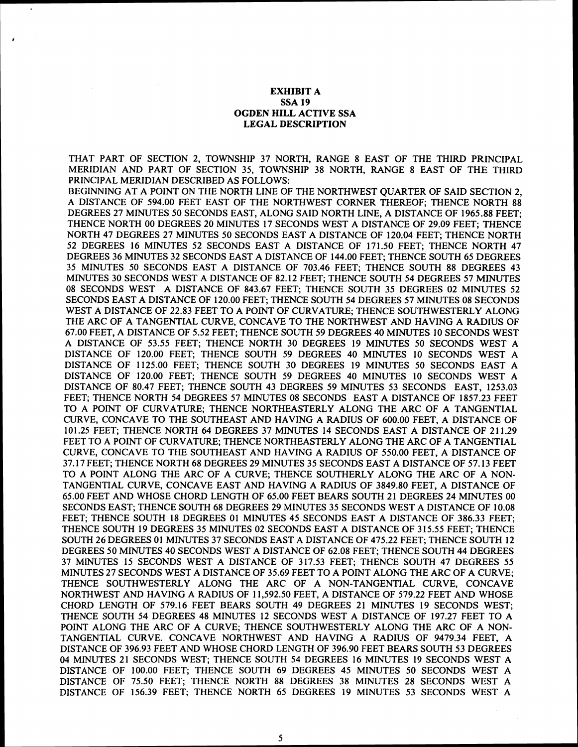**EXHIBIT A**
**SSA 19**
**OGDEN HILL ACTIVE SSA**
**LEGAL DESCRIPTION**

THAT PART OF SECTION 2, TOWNSHIP 37 NORTH, RANGE 8 EAST OF THE THIRD PRINCIPAL MERIDIAN AND PART OF SECTION 35, TOWNSHIP 38 NORTH, RANGE 8 EAST OF THE THIRD PRINCIPAL MERIDIAN DESCRIBED AS FOLLOWS:

BEGINNING AT A POINT ON THE NORTH LINE OF THE NORTHWEST QUARTER OF SAID SECTION 2, A DISTANCE OF 594.00 FEET EAST OF THE NORTHWEST CORNER THEREOF; THENCE NORTH 88 DEGREES 27 MINUTES 50 SECONDS EAST, ALONG SAID NORTH LINE, A DISTANCE OF 1965.88 FEET; THENCE NORTH 00 DEGREES 20 MINUTES 17 SECONDS WEST A DISTANCE OF 29.09 FEET; THENCE NORTH 47 DEGREES 27 MINUTES 50 SECONDS EAST A DISTANCE OF 120.04 FEET; THENCE NORTH 52 DEGREES 16 MINUTES 52 SECONDS EAST A DISTANCE OF 171.50 FEET; THENCE NORTH 47 DEGREES 36 MINUTES 32 SECONDS EAST A DISTANCE OF 144.00 FEET; THENCE SOUTH 65 DEGREES 35 MINUTES 50 SECONDS EAST A DISTANCE OF 703.46 FEET; THENCE SOUTH 88 DEGREES 43 MINUTES 30 SECONDS WEST A DISTANCE OF 82.12 FEET; THENCE SOUTH 54 DEGREES 57 MINUTES 08 SECONDS WEST A DISTANCE OF 843.67 FEET; THENCE SOUTH 35 DEGREES 02 MINUTES 52 SECONDS EAST A DISTANCE OF 120.00 FEET; THENCE SOUTH 54 DEGREES 57 MINUTES 08 SECONDS WEST A DISTANCE OF 22.83 FEET TO A POINT OF CURVATURE; THENCE SOUTHWESTERLY ALONG THE ARC OF A TANGENTIAL CURVE, CONCAVE TO THE NORTHWEST AND HAVING A RADIUS OF 67.00 FEET, A DISTANCE OF 5.52 FEET; THENCE SOUTH 59 DEGREES 40 MINUTES 10 SECONDS WEST A DISTANCE OF 53.55 FEET; THENCE NORTH 30 DEGREES 19 MINUTES 50 SECONDS WEST A DISTANCE OF 120.00 FEET; THENCE SOUTH 59 DEGREES 40 MINUTES 10 SECONDS WEST A DISTANCE OF 1125.00 FEET; THENCE SOUTH 30 DEGREES 19 MINUTES 50 SECONDS EAST A DISTANCE OF 120.00 FEET; THENCE SOUTH 59 DEGREES 40 MINUTES 10 SECONDS WEST A DISTANCE OF 80.47 FEET; THENCE SOUTH 43 DEGREES 59 MINUTES 53 SECONDS EAST, 1253.03 FEET; THENCE NORTH 54 DEGREES 57 MINUTES 08 SECONDS EAST A DISTANCE OF 1857.23 FEET TO A POINT OF CURVATURE; THENCE NORTHEASTERLY ALONG THE ARC OF A TANGENTIAL CURVE, CONCAVE TO THE SOUTHEAST AND HAVING A RADIUS OF 600.00 FEET, A DISTANCE OF 101.25 FEET; THENCE NORTH 64 DEGREES 37 MINUTES 14 SECONDS EAST A DISTANCE OF 211.29 FEET TO A POINT OF CURVATURE; THENCE NORTHEASTERLY ALONG THE ARC OF A TANGENTIAL CURVE, CONCAVE TO THE SOUTHEAST AND HAVING A RADIUS OF 550.00 FEET, A DISTANCE OF 37.17 FEET; THENCE NORTH 68 DEGREES 29 MINUTES 35 SECONDS EAST A DISTANCE OF 57.13 FEET TO A POINT ALONG THE ARC OF A CURVE; THENCE SOUTHERLY ALONG THE ARC OF A NON-TANGENTIAL CURVE, CONCAVE EAST AND HAVING A RADIUS OF 3849.80 FEET, A DISTANCE OF 65.00 FEET AND WHOSE CHORD LENGTH OF 65.00 FEET BEARS SOUTH 21 DEGREES 24 MINUTES 00 SECONDS EAST; THENCE SOUTH 68 DEGREES 29 MINUTES 35 SECONDS WEST A DISTANCE OF 10.08 FEET; THENCE SOUTH 18 DEGREES 01 MINUTES 45 SECONDS EAST A DISTANCE OF 386.33 FEET; THENCE SOUTH 19 DEGREES 35 MINUTES 02 SECONDS EAST A DISTANCE OF 315.55 FEET; THENCE SOUTH 26 DEGREES 01 MINUTES 37 SECONDS EAST A DISTANCE OF 475.22 FEET; THENCE SOUTH 12 DEGREES 50 MINUTES 40 SECONDS WEST A DISTANCE OF 62.08 FEET; THENCE SOUTH 44 DEGREES 37 MINUTES 15 SECONDS WEST A DISTANCE OF 317.53 FEET; THENCE SOUTH 47 DEGREES 55 MINUTES 27 SECONDS WEST A DISTANCE OF 35.69 FEET TO A POINT ALONG THE ARC OF A CURVE; THENCE SOUTHWESTERLY ALONG THE ARC OF A NON-TANGENTIAL CURVE, CONCAVE NORTHWEST AND HAVING A RADIUS OF 11,592.50 FEET, A DISTANCE OF 579.22 FEET AND WHOSE CHORD LENGTH OF 579.16 FEET BEARS SOUTH 49 DEGREES 21 MINUTES 19 SECONDS WEST; THENCE SOUTH 54 DEGREES 48 MINUTES 12 SECONDS WEST A DISTANCE OF 197.27 FEET TO A POINT ALONG THE ARC OF A CURVE; THENCE SOUTHWESTERLY ALONG THE ARC OF A NON-TANGENTIAL CURVE. CONCAVE NORTHWEST AND HAVING A RADIUS OF 9479.34 FEET, A DISTANCE OF 396.93 FEET AND WHOSE CHORD LENGTH OF 396.90 FEET BEARS SOUTH 53 DEGREES 04 MINUTES 21 SECONDS WEST; THENCE SOUTH 54 DEGREES 16 MINUTES 19 SECONDS WEST A DISTANCE OF 100.00 FEET; THENCE SOUTH 69 DEGREES 45 MINUTES 50 SECONDS WEST A DISTANCE OF 75.50 FEET; THENCE NORTH 88 DEGREES 38 MINUTES 28 SECONDS WEST A DISTANCE OF 156.39 FEET; THENCE NORTH 65 DEGREES 19 MINUTES 53 SECONDS WEST A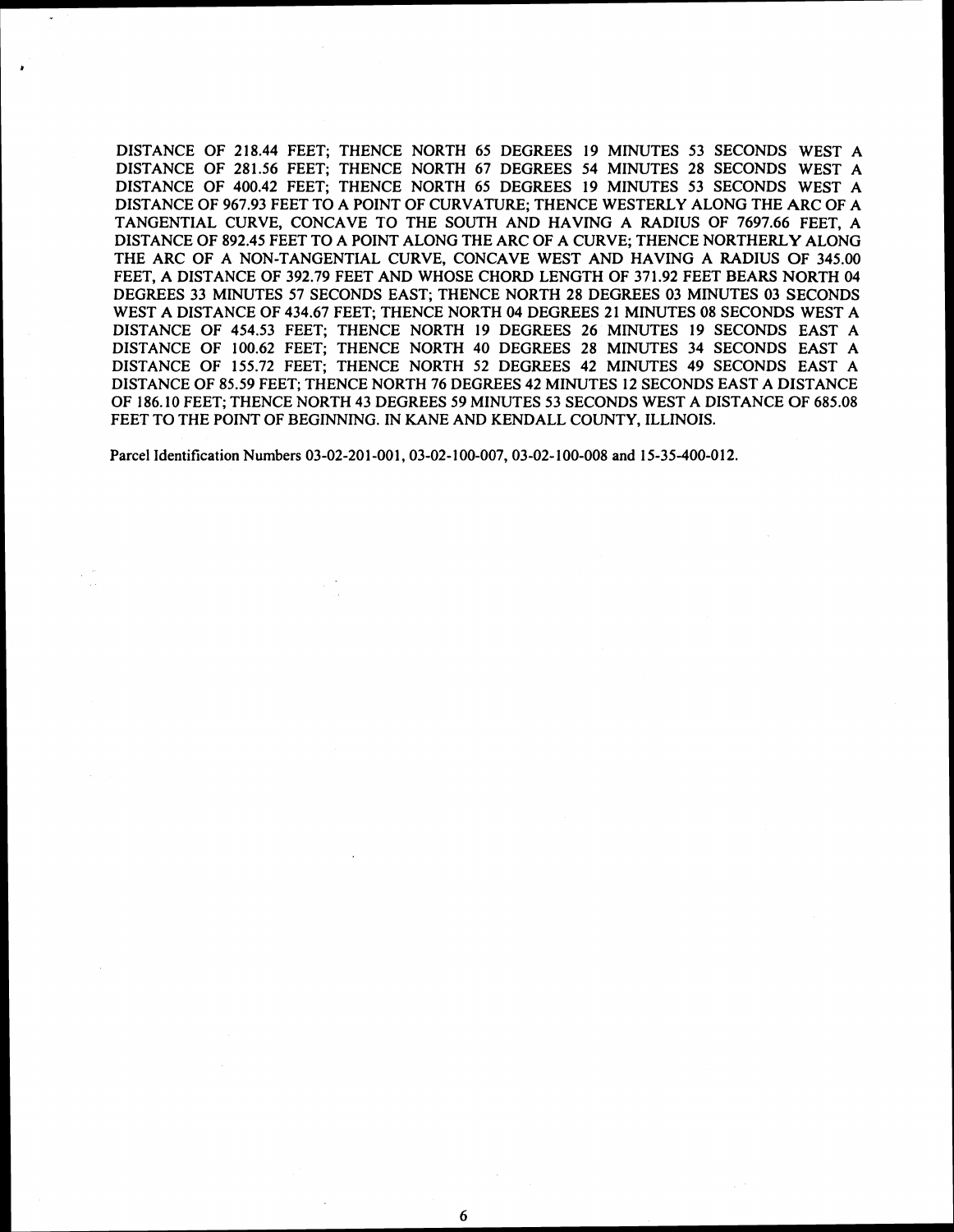DISTANCE OF 218.44 FEET; THENCE NORTH 65 DEGREES 19 MINUTES 53 SECONDS WEST A DISTANCE OF 281.56 FEET; THENCE NORTH 67 DEGREES 54 MINUTES 28 SECONDS WEST A DISTANCE OF 400.42 FEET; THENCE NORTH 65 DEGREES 19 MINUTES 53 SECONDS WEST A DISTANCE OF 967.93 FEET TO A POINT OF CURVATURE; THENCE WESTERLY ALONG THE ARC OF A TANGENTIAL CURVE, CONCAVE TO THE SOUTH AND HAVING A RADIUS OF 7697.66 FEET, A DISTANCE OF 892.45 FEET TO A POINT ALONG THE ARC OF A CURVE; THENCE NORTHERLY ALONG THE ARC OF A NON-TANGENTIAL CURVE, CONCAVE WEST AND HAVING A RADIUS OF 345.00 FEET, A DISTANCE OF 392.79 FEET AND WHOSE CHORD LENGTH OF 371.92 FEET BEARS NORTH 04 DEGREES 33 MINUTES 57 SECONDS EAST; THENCE NORTH 28 DEGREES 03 MINUTES 03 SECONDS WEST A DISTANCE OF 434.67 FEET; THENCE NORTH 04 DEGREES 21 MINUTES 08 SECONDS WEST A DISTANCE OF 454.53 FEET; THENCE NORTH 19 DEGREES 26 MINUTES 19 SECONDS EAST A DISTANCE OF 100.62 FEET; THENCE NORTH 40 DEGREES 28 MINUTES 34 SECONDS EAST A DISTANCE OF 155.72 FEET; THENCE NORTH 52 DEGREES 42 MINUTES 49 SECONDS EAST A DISTANCE OF 85.59 FEET; THENCE NORTH 76 DEGREES 42 MINUTES 12 SECONDS EAST A DISTANCE OF 186.10 FEET; THENCE NORTH 43 DEGREES 59 MINUTES 53 SECONDS WEST A DISTANCE OF 685.08 FEET TO THE POINT OF BEGINNING. IN KANE AND KENDALL COUNTY, ILLINOIS.

Parcel Identification Numbers 03-02-201-001, 03-02-100-007, 03-02-100-008 and 15-35-400-012.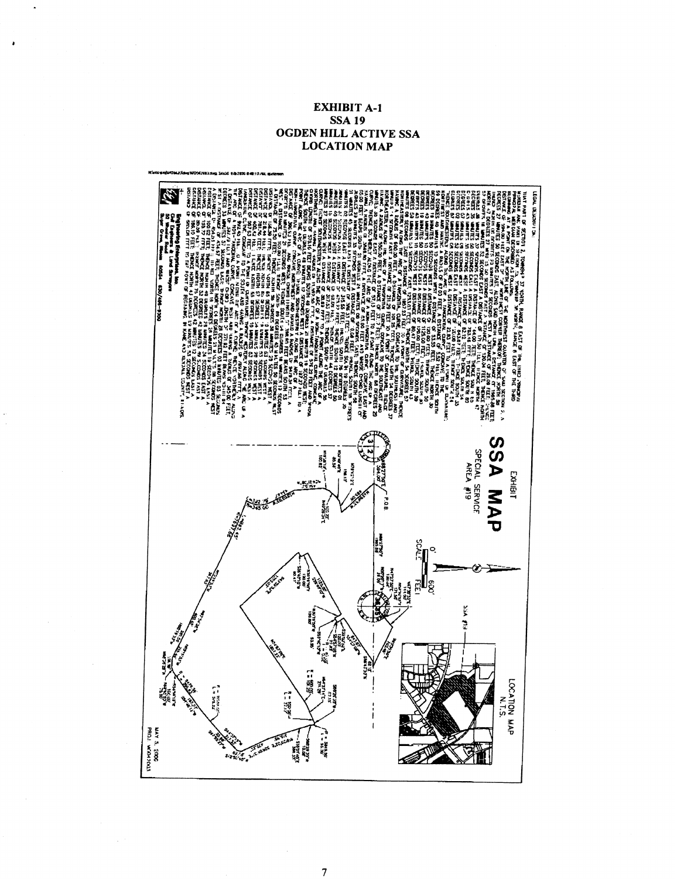# EXHIBIT A-1
# SSA 19
# OGDEN HILL ACTIVE SSA
# LOCATION MAP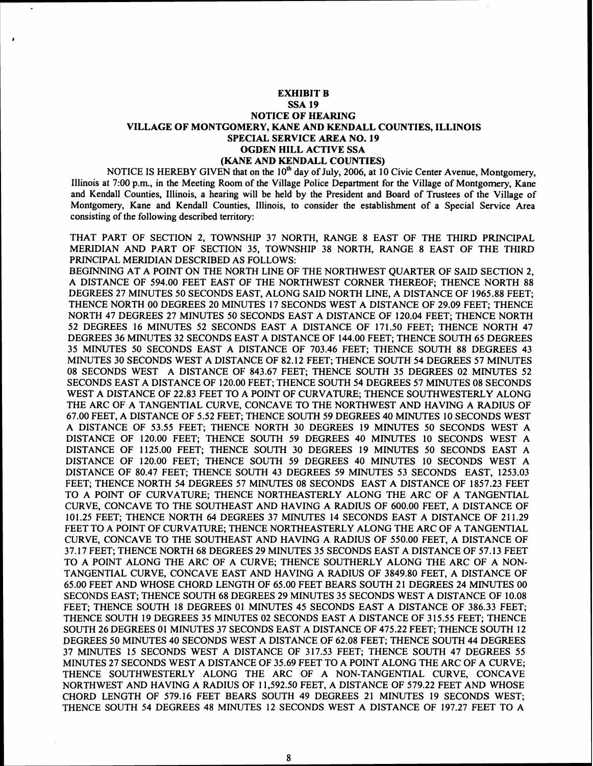**EXHIBIT B**

**SSA 19**

**NOTICE OF HEARING**

**VILLAGE OF MONTGOMERY, KANE AND KENDALL COUNTIES, ILLINOIS**

**SPECIAL SERVICE AREA NO. 19**

**OGDEN HILL ACTIVE SSA**

**(KANE AND KENDALL COUNTIES)**

NOTICE IS HEREBY GIVEN that on the 10th day of July, 2006, at 10 Civic Center Avenue, Montgomery, Illinois at 7:00 p.m., in the Meeting Room of the Village Police Department for the Village of Montgomery, Kane and Kendall Counties, Illinois, a hearing will be held by the President and Board of Trustees of the Village of Montgomery, Kane and Kendall Counties, Illinois, to consider the establishment of a Special Service Area consisting of the following described territory:

THAT PART OF SECTION 2, TOWNSHIP 37 NORTH, RANGE 8 EAST OF THE THIRD PRINCIPAL MERIDIAN AND PART OF SECTION 35, TOWNSHIP 38 NORTH, RANGE 8 EAST OF THE THIRD PRINCIPAL MERIDIAN DESCRIBED AS FOLLOWS:

BEGINNING AT A POINT ON THE NORTH LINE OF THE NORTHWEST QUARTER OF SAID SECTION 2, A DISTANCE OF 594.00 FEET EAST OF THE NORTHWEST CORNER THEREOF; THENCE NORTH 88 DEGREES 27 MINUTES 50 SECONDS EAST, ALONG SAID NORTH LINE, A DISTANCE OF 1965.88 FEET; THENCE NORTH 00 DEGREES 20 MINUTES 17 SECONDS WEST A DISTANCE OF 29.09 FEET; THENCE NORTH 47 DEGREES 27 MINUTES 50 SECONDS EAST A DISTANCE OF 120.04 FEET; THENCE NORTH 52 DEGREES 16 MINUTES 52 SECONDS EAST A DISTANCE OF 171.50 FEET; THENCE NORTH 47 DEGREES 36 MINUTES 32 SECONDS EAST A DISTANCE OF 144.00 FEET; THENCE SOUTH 65 DEGREES 35 MINUTES 50 SECONDS EAST A DISTANCE OF 703.46 FEET; THENCE SOUTH 88 DEGREES 43 MINUTES 30 SECONDS WEST A DISTANCE OF 82.12 FEET; THENCE SOUTH 54 DEGREES 57 MINUTES 08 SECONDS WEST A DISTANCE OF 843.67 FEET; THENCE SOUTH 35 DEGREES 02 MINUTES 52 SECONDS EAST A DISTANCE OF 120.00 FEET; THENCE SOUTH 54 DEGREES 57 MINUTES 08 SECONDS WEST A DISTANCE OF 22.83 FEET TO A POINT OF CURVATURE; THENCE SOUTHWESTERLY ALONG THE ARC OF A TANGENTIAL CURVE, CONCAVE TO THE NORTHWEST AND HAVING A RADIUS OF 67.00 FEET, A DISTANCE OF 5.52 FEET; THENCE SOUTH 59 DEGREES 40 MINUTES 10 SECONDS WEST A DISTANCE OF 53.55 FEET; THENCE NORTH 30 DEGREES 19 MINUTES 50 SECONDS WEST A DISTANCE OF 120.00 FEET; THENCE SOUTH 59 DEGREES 40 MINUTES 10 SECONDS WEST A DISTANCE OF 1125.00 FEET; THENCE SOUTH 30 DEGREES 19 MINUTES 50 SECONDS EAST A DISTANCE OF 120.00 FEET; THENCE SOUTH 59 DEGREES 40 MINUTES 10 SECONDS WEST A DISTANCE OF 80.47 FEET; THENCE SOUTH 43 DEGREES 59 MINUTES 53 SECONDS EAST, 1253.03 FEET; THENCE NORTH 54 DEGREES 57 MINUTES 08 SECONDS EAST A DISTANCE OF 1857.23 FEET TO A POINT OF CURVATURE; THENCE NORTHEASTERLY ALONG THE ARC OF A TANGENTIAL CURVE, CONCAVE TO THE SOUTHEAST AND HAVING A RADIUS OF 600.00 FEET, A DISTANCE OF 101.25 FEET; THENCE NORTH 64 DEGREES 37 MINUTES 14 SECONDS EAST A DISTANCE OF 211.29 FEET TO A POINT OF CURVATURE; THENCE NORTHEASTERLY ALONG THE ARC OF A TANGENTIAL CURVE, CONCAVE TO THE SOUTHEAST AND HAVING A RADIUS OF 550.00 FEET, A DISTANCE OF 37.17 FEET; THENCE NORTH 68 DEGREES 29 MINUTES 35 SECONDS EAST A DISTANCE OF 57.13 FEET TO A POINT ALONG THE ARC OF A CURVE; THENCE SOUTHERLY ALONG THE ARC OF A NON-TANGENTIAL CURVE, CONCAVE EAST AND HAVING A RADIUS OF 3849.80 FEET, A DISTANCE OF 65.00 FEET AND WHOSE CHORD LENGTH OF 65.00 FEET BEARS SOUTH 21 DEGREES 24 MINUTES 00 SECONDS EAST; THENCE SOUTH 68 DEGREES 29 MINUTES 35 SECONDS WEST A DISTANCE OF 10.08 FEET; THENCE SOUTH 18 DEGREES 01 MINUTES 45 SECONDS EAST A DISTANCE OF 386.33 FEET; THENCE SOUTH 19 DEGREES 35 MINUTES 02 SECONDS EAST A DISTANCE OF 315.55 FEET; THENCE SOUTH 26 DEGREES 01 MINUTES 37 SECONDS EAST A DISTANCE OF 475.22 FEET; THENCE SOUTH 12 DEGREES 50 MINUTES 40 SECONDS WEST A DISTANCE OF 62.08 FEET; THENCE SOUTH 44 DEGREES 37 MINUTES 15 SECONDS WEST A DISTANCE OF 317.53 FEET; THENCE SOUTH 47 DEGREES 55 MINUTES 27 SECONDS WEST A DISTANCE OF 35.69 FEET TO A POINT ALONG THE ARC OF A CURVE; THENCE SOUTHWESTERLY ALONG THE ARC OF A NON-TANGENTIAL CURVE, CONCAVE NORTHWEST AND HAVING A RADIUS OF 11,592.50 FEET, A DISTANCE OF 579.22 FEET AND WHOSE CHORD LENGTH OF 579.16 FEET BEARS SOUTH 49 DEGREES 21 MINUTES 19 SECONDS WEST; THENCE SOUTH 54 DEGREES 48 MINUTES 12 SECONDS WEST A DISTANCE OF 197.27 FEET TO A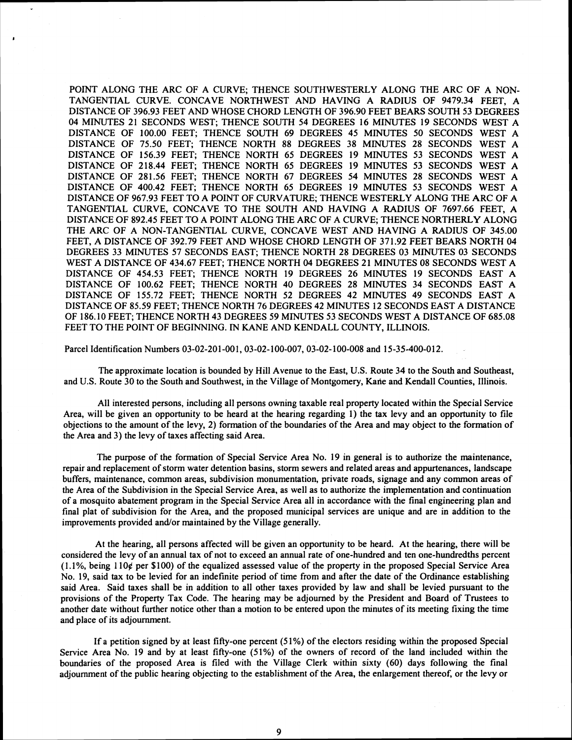POINT ALONG THE ARC OF A CURVE; THENCE SOUTHWESTERLY ALONG THE ARC OF A NON-TANGENTIAL CURVE. CONCAVE NORTHWEST AND HAVING A RADIUS OF 9479.34 FEET, A DISTANCE OF 396.93 FEET AND WHOSE CHORD LENGTH OF 396.90 FEET BEARS SOUTH 53 DEGREES 04 MINUTES 21 SECONDS WEST; THENCE SOUTH 54 DEGREES 16 MINUTES 19 SECONDS WEST A DISTANCE OF 100.00 FEET; THENCE SOUTH 69 DEGREES 45 MINUTES 50 SECONDS WEST A DISTANCE OF 75.50 FEET; THENCE NORTH 88 DEGREES 38 MINUTES 28 SECONDS WEST A DISTANCE OF 156.39 FEET; THENCE NORTH 65 DEGREES 19 MINUTES 53 SECONDS WEST A DISTANCE OF 218.44 FEET; THENCE NORTH 65 DEGREES 19 MINUTES 53 SECONDS WEST A DISTANCE OF 281.56 FEET; THENCE NORTH 67 DEGREES 54 MINUTES 28 SECONDS WEST A DISTANCE OF 400.42 FEET; THENCE NORTH 65 DEGREES 19 MINUTES 53 SECONDS WEST A DISTANCE OF 967.93 FEET TO A POINT OF CURVATURE; THENCE WESTERLY ALONG THE ARC OF A TANGENTIAL CURVE, CONCAVE TO THE SOUTH AND HAVING A RADIUS OF 7697.66 FEET, A DISTANCE OF 892.45 FEET TO A POINT ALONG THE ARC OF A CURVE; THENCE NORTHERLY ALONG THE ARC OF A NON-TANGENTIAL CURVE, CONCAVE WEST AND HAVING A RADIUS OF 345.00 FEET, A DISTANCE OF 392.79 FEET AND WHOSE CHORD LENGTH OF 371.92 FEET BEARS NORTH 04 DEGREES 33 MINUTES 57 SECONDS EAST; THENCE NORTH 28 DEGREES 03 MINUTES 03 SECONDS WEST A DISTANCE OF 434.67 FEET; THENCE NORTH 04 DEGREES 21 MINUTES 08 SECONDS WEST A DISTANCE OF 454.53 FEET; THENCE NORTH 19 DEGREES 26 MINUTES 19 SECONDS EAST A DISTANCE OF 100.62 FEET; THENCE NORTH 40 DEGREES 28 MINUTES 34 SECONDS EAST A DISTANCE OF 155.72 FEET; THENCE NORTH 52 DEGREES 42 MINUTES 49 SECONDS EAST A DISTANCE OF 85.59 FEET; THENCE NORTH 76 DEGREES 42 MINUTES 12 SECONDS EAST A DISTANCE OF 186.10 FEET; THENCE NORTH 43 DEGREES 59 MINUTES 53 SECONDS WEST A DISTANCE OF 685.08 FEET TO THE POINT OF BEGINNING. IN KANE AND KENDALL COUNTY, ILLINOIS.

Parcel Identification Numbers 03-02-201-001, 03-02-100-007, 03-02-100-008 and 15-35-400-012.

The approximate location is bounded by Hill Avenue to the East, U.S. Route 34 to the South and Southeast, and U.S. Route 30 to the South and Southwest, in the Village of Montgomery, Kane and Kendall Counties, Illinois.

All interested persons, including all persons owning taxable real property located within the Special Service Area, will be given an opportunity to be heard at the hearing regarding 1) the tax levy and an opportunity to file objections to the amount of the levy, 2) formation of the boundaries of the Area and may object to the formation of the Area and 3) the levy of taxes affecting said Area.

The purpose of the formation of Special Service Area No. 19 in general is to authorize the maintenance, repair and replacement of storm water detention basins, storm sewers and related areas and appurtenances, landscape buffers, maintenance, common areas, subdivision monumentation, private roads, signage and any common areas of the Area of the Subdivision in the Special Service Area, as well as to authorize the implementation and continuation of a mosquito abatement program in the Special Service Area all in accordance with the final engineering plan and final plat of subdivision for the Area, and the proposed municipal services are unique and are in addition to the improvements provided and/or maintained by the Village generally.

At the hearing, all persons affected will be given an opportunity to be heard. At the hearing, there will be considered the levy of an annual tax of not to exceed an annual rate of one-hundred and ten one-hundredths percent (1.1%, being 110¢ per $100) of the equalized assessed value of the property in the proposed Special Service Area No. 19, said tax to be levied for an indefinite period of time from and after the date of the Ordinance establishing said Area. Said taxes shall be in addition to all other taxes provided by law and shall be levied pursuant to the provisions of the Property Tax Code. The hearing may be adjourned by the President and Board of Trustees to another date without further notice other than a motion to be entered upon the minutes of its meeting fixing the time and place of its adjournment.

If a petition signed by at least fifty-one percent (51%) of the electors residing within the proposed Special Service Area No. 19 and by at least fifty-one (51%) of the owners of record of the land included within the boundaries of the proposed Area is filed with the Village Clerk within sixty (60) days following the final adjournment of the public hearing objecting to the establishment of the Area, the enlargement thereof, or the levy or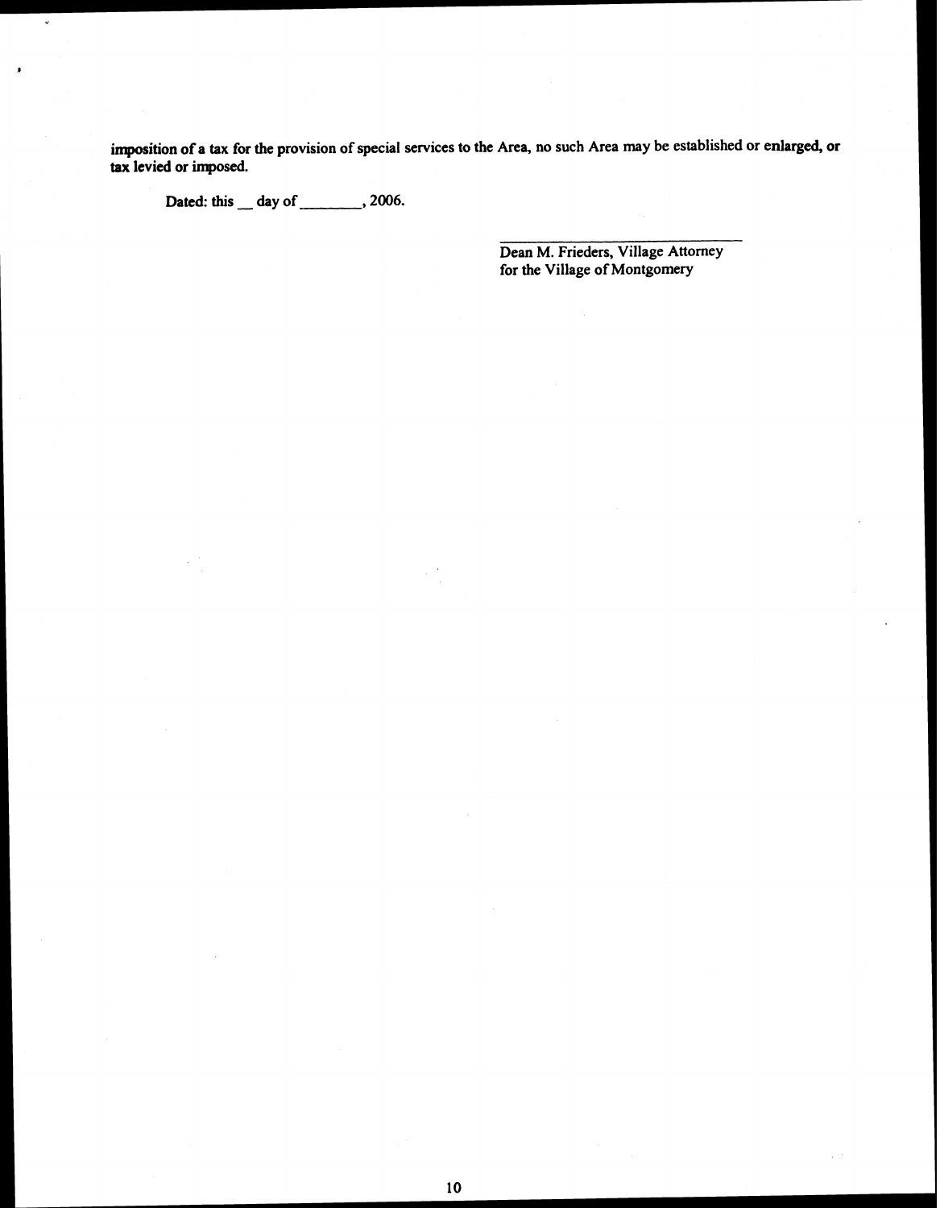**imposition of a tax for the provision of special services to the Area, no such Area may be established or enlarged, or tax levied or imposed.**

**Dated: this __ day of ________, 2006.**

\_\_\_\_\_\_\_\_\_\_\_\_\_\_\_\_\_\_\_\_\_\_\_\_\_\_\_\_\_\_\_\_

Dean M. Frieders, Village Attorney
for the Village of Montgomery